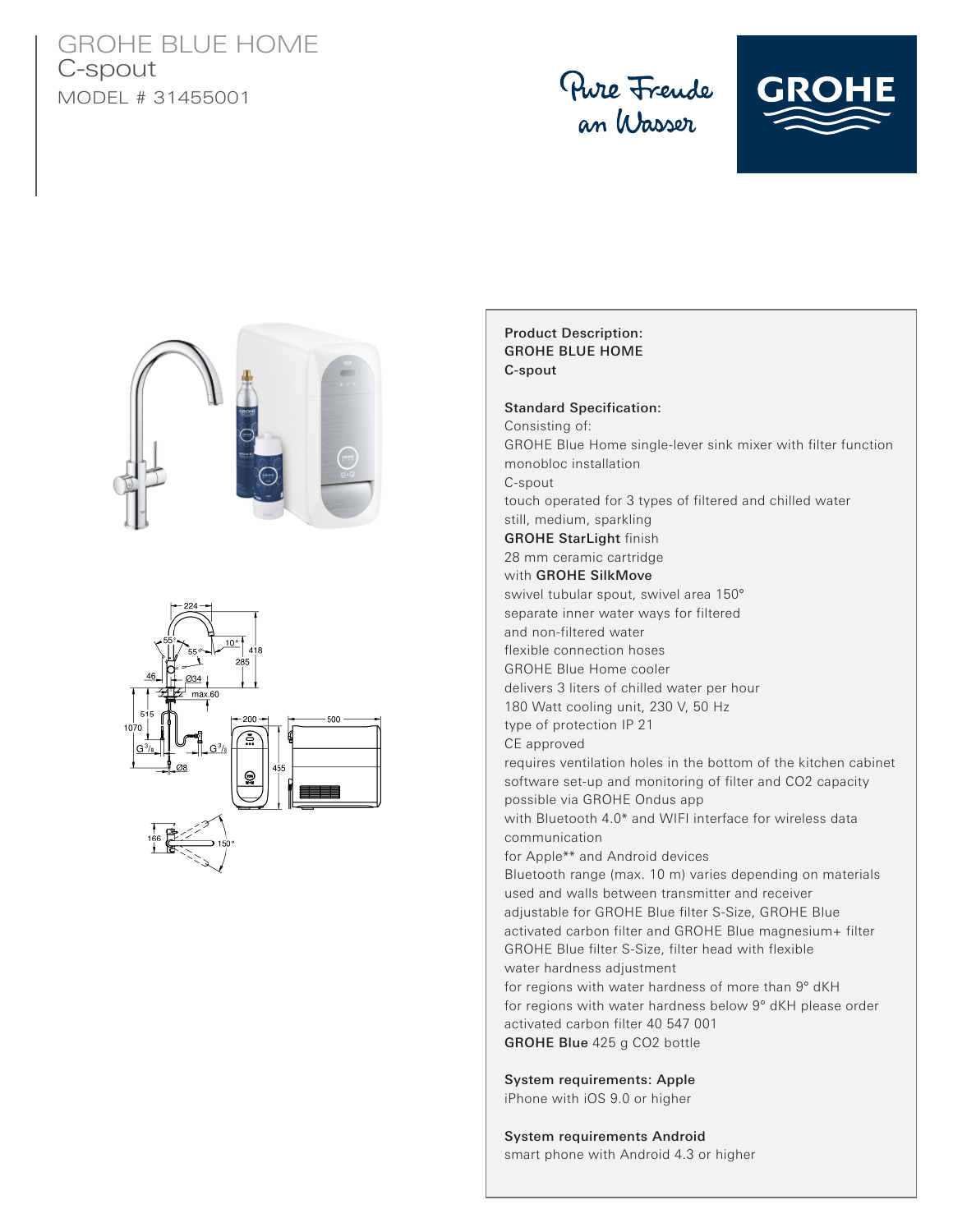# GROHE BLUE HOME

C-spout

MODEL # 31455001

Pure Freude an Wasser

GROHE

**Product Description:**
**GROHE BLUE HOME**
**C-spout**

**Standard Specification:**

Consisting of:
GROHE Blue Home single-lever sink mixer with filter function
monobloc installation
C-spout
touch operated for 3 types of filtered and chilled water
still, medium, sparkling
**GROHE StarLight** finish
28 mm ceramic cartridge
with **GROHE SilkMove**
swivel tubular spout, swivel area 150°
separate inner water ways for filtered
and non-filtered water
flexible connection hoses
GROHE Blue Home cooler
delivers 3 liters of chilled water per hour
180 Watt cooling unit, 230 V, 50 Hz
type of protection IP 21
CE approved
requires ventilation holes in the bottom of the kitchen cabinet
software set-up and monitoring of filter and CO2 capacity
possible via GROHE Ondus app
with Bluetooth 4.0* and WIFI interface for wireless data
communication
for Apple** and Android devices
Bluetooth range (max. 10 m) varies depending on materials
used and walls between transmitter and receiver
adjustable for GROHE Blue filter S-Size, GROHE Blue
activated carbon filter and GROHE Blue magnesium+ filter
GROHE Blue filter S-Size, filter head with flexible
water hardness adjustment
for regions with water hardness of more than 9° dKH
for regions with water hardness below 9° dKH please order
activated carbon filter 40 547 001
**GROHE Blue** 425 g CO2 bottle

**System requirements: Apple**
iPhone with iOS 9.0 or higher

**System requirements Android**
smart phone with Android 4.3 or higher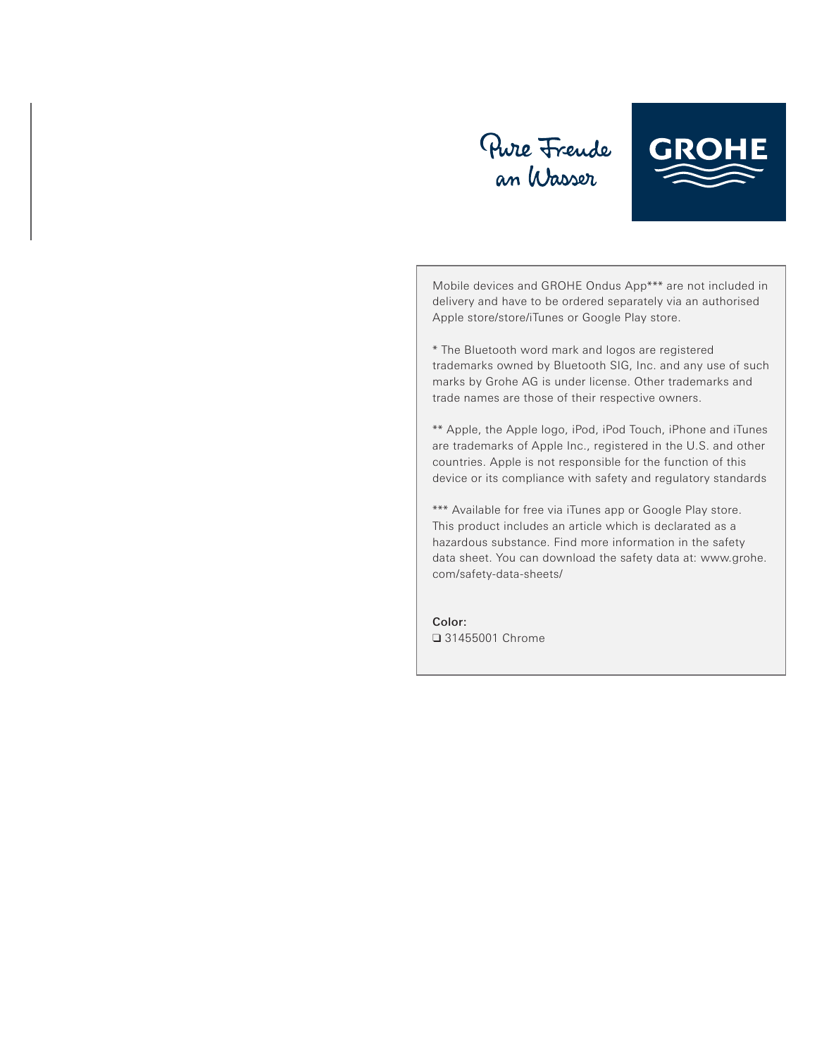Pure Freude an Wasser

GROHE

Mobile devices and GROHE Ondus App*** are not included in delivery and have to be ordered separately via an authorised Apple store/store/iTunes or Google Play store.

* The Bluetooth word mark and logos are registered trademarks owned by Bluetooth SIG, Inc. and any use of such marks by Grohe AG is under license. Other trademarks and trade names are those of their respective owners.

** Apple, the Apple logo, iPod, iPod Touch, iPhone and iTunes are trademarks of Apple Inc., registered in the U.S. and other countries. Apple is not responsible for the function of this device or its compliance with safety and regulatory standards

*** Available for free via iTunes app or Google Play store. This product includes an article which is declared as a hazardous substance. Find more information in the safety data sheet. You can download the safety data at: www.grohe.com/safety-data-sheets/

Color:
❑ 31455001 Chrome